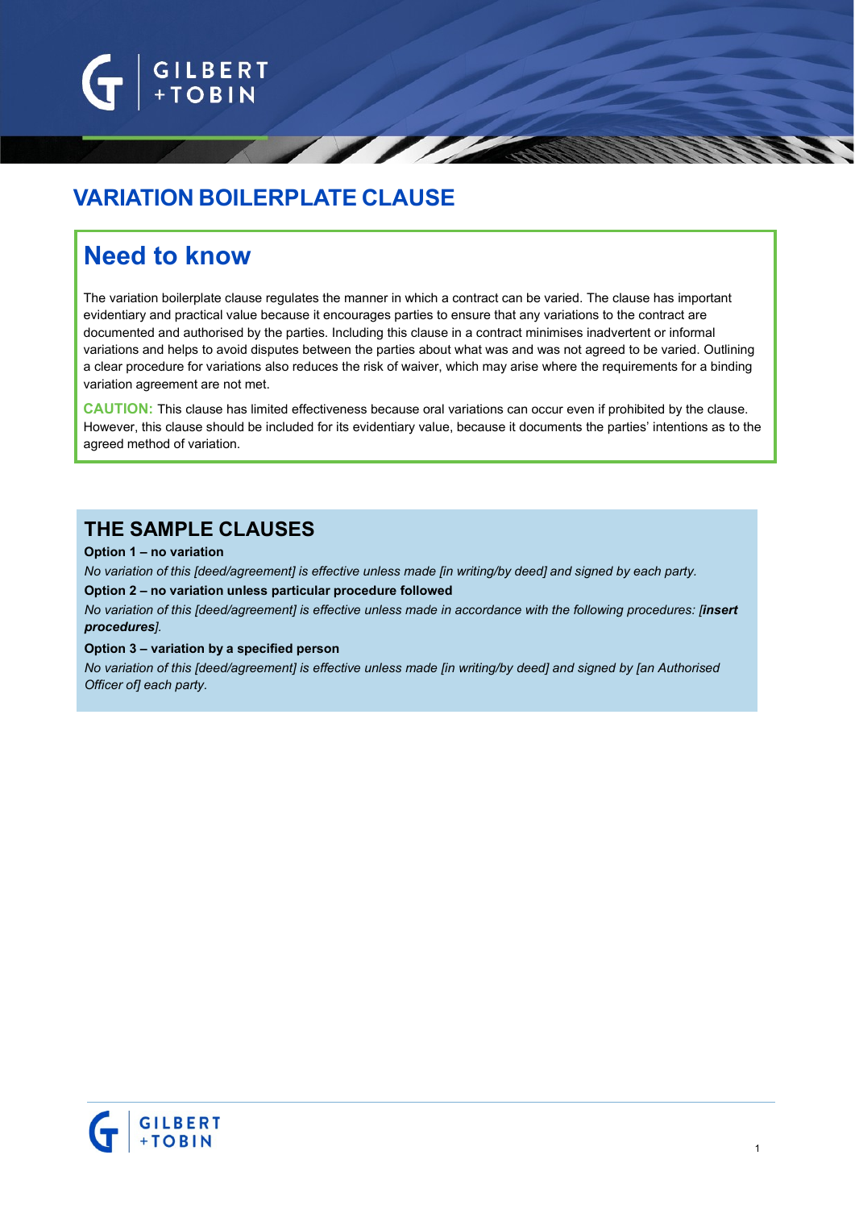# VARIATION BOILERPLATE CLAUSE

## Need to know

The variation boilerplate clause regulates the manner in which a contract can be varied. The clause has important evidentiary and practical value because it encourages parties to ensure that any variations to the contract are documented and authorised by the parties. Including this clause in a contract minimises inadvertent or informal variations and helps to avoid disputes between the parties about what was and was not agreed to be varied. Outlining a clear procedure for variations also reduces the risk of waiver, which may arise where the requirements for a binding variation agreement are not met.

**CAUTION:** This clause has limited effectiveness because oral variations can occur even if prohibited by the clause. However, this clause should be included for its evidentiary value, because it documents the parties' intentions as to the agreed method of variation.

## THE SAMPLE CLAUSES

**Option 1 – no variation**

*No variation of this [deed/agreement] is effective unless made [in writing/by deed] and signed by each party.*

**Option 2 – no variation unless particular procedure followed**

*No variation of this [deed/agreement] is effective unless made in accordance with the following procedures: [**insert procedures**].*

**Option 3 – variation by a specified person**

*No variation of this [deed/agreement] is effective unless made [in writing/by deed] and signed by [an Authorised Officer of] each party.*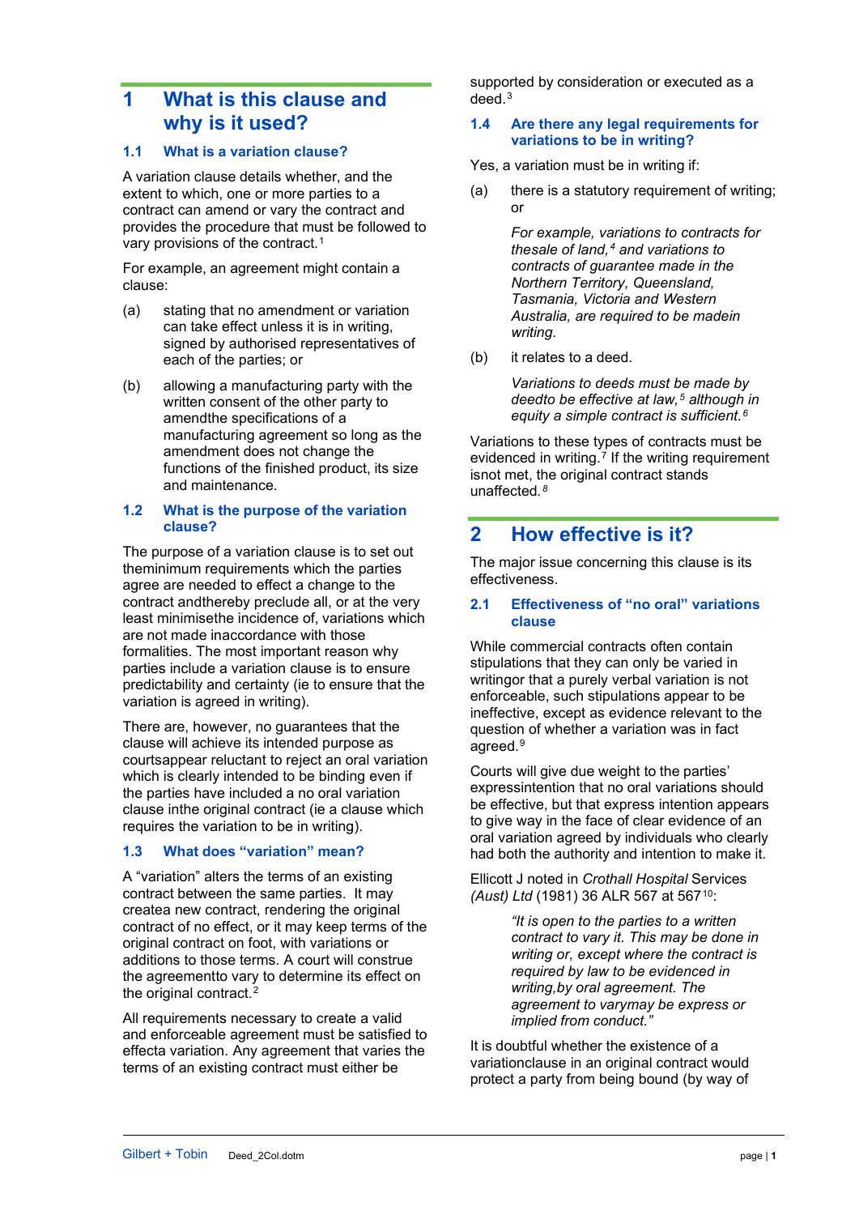# 1 What is this clause and why is it used?

## 1.1 What is a variation clause?

A variation clause details whether, and the extent to which, one or more parties to a contract can amend or vary the contract and provides the procedure that must be followed to vary provisions of the contract.[1]

For example, an agreement might contain a clause:

(a) stating that no amendment or variation can take effect unless it is in writing, signed by authorised representatives of each of the parties; or

(b) allowing a manufacturing party with the written consent of the other party to amendthe specifications of a manufacturing agreement so long as the amendment does not change the functions of the finished product, its size and maintenance.

## 1.2 What is the purpose of the variation clause?

The purpose of a variation clause is to set out theminimum requirements which the parties agree are needed to effect a change to the contract andthereby preclude all, or at the very least minimisethe incidence of, variations which are not made inaccordance with those formalities. The most important reason why parties include a variation clause is to ensure predictability and certainty (ie to ensure that the variation is agreed in writing).

There are, however, no guarantees that the clause will achieve its intended purpose as courtsappear reluctant to reject an oral variation which is clearly intended to be binding even if the parties have included a no oral variation clause inthe original contract (ie a clause which requires the variation to be in writing).

## 1.3 What does "variation" mean?

A "variation" alters the terms of an existing contract between the same parties. It may createa new contract, rendering the original contract of no effect, or it may keep terms of the original contract on foot, with variations or additions to those terms. A court will construe the agreementto vary to determine its effect on the original contract.[2]

All requirements necessary to create a valid and enforceable agreement must be satisfied to effecta variation. Any agreement that varies the terms of an existing contract must either be supported by consideration or executed as a deed.[3]

## 1.4 Are there any legal requirements for variations to be in writing?

Yes, a variation must be in writing if:

(a) there is a statutory requirement of writing; or

*For example, variations to contracts for thesale of land,*[4] *and variations to contracts of guarantee made in the Northern Territory, Queensland, Tasmania, Victoria and Western Australia, are required to be madein writing.*

(b) it relates to a deed.

*Variations to deeds must be made by deedto be effective at law,*[5] *although in equity a simple contract is sufficient.*[6]

Variations to these types of contracts must be evidenced in writing.[7] If the writing requirement isnot met, the original contract stands unaffected.[8]

# 2 How effective is it?

The major issue concerning this clause is its effectiveness.

## 2.1 Effectiveness of "no oral" variations clause

While commercial contracts often contain stipulations that they can only be varied in writingor that a purely verbal variation is not enforceable, such stipulations appear to be ineffective, except as evidence relevant to the question of whether a variation was in fact agreed.[9]

Courts will give due weight to the parties' expressintention that no oral variations should be effective, but that express intention appears to give way in the face of clear evidence of an oral variation agreed by individuals who clearly had both the authority and intention to make it.

Ellicott J noted in *Crothall Hospital* Services *(Aust) Ltd* (1981) 36 ALR 567 at 567[10]:

> *"It is open to the parties to a written contract to vary it. This may be done in writing or, except where the contract is required by law to be evidenced in writing,by oral agreement. The agreement to varymay be express or implied from conduct."*

It is doubtful whether the existence of a variationclause in an original contract would protect a party from being bound (by way of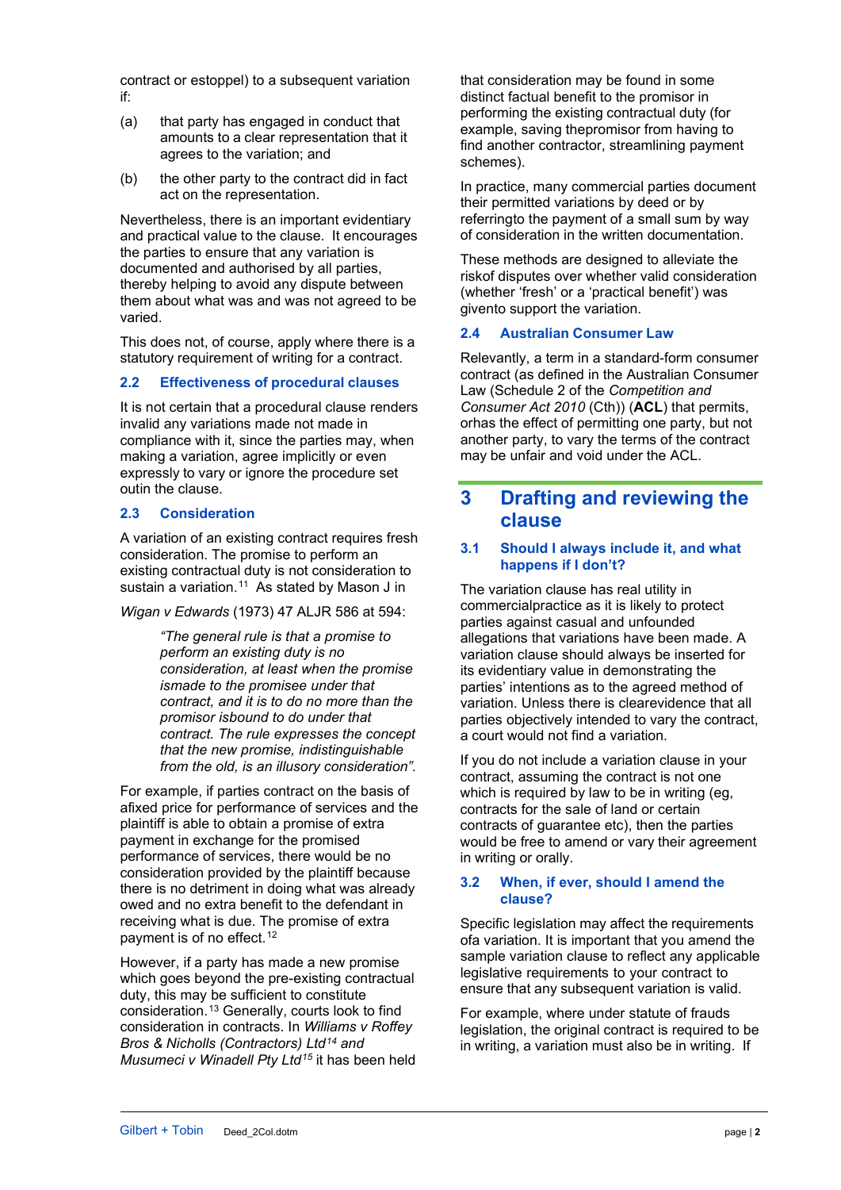contract or estoppel) to a subsequent variation if:

(a) that party has engaged in conduct that amounts to a clear representation that it agrees to the variation; and

(b) the other party to the contract did in fact act on the representation.

Nevertheless, there is an important evidentiary and practical value to the clause. It encourages the parties to ensure that any variation is documented and authorised by all parties, thereby helping to avoid any dispute between them about what was and was not agreed to be varied.

This does not, of course, apply where there is a statutory requirement of writing for a contract.

### 2.2 Effectiveness of procedural clauses

It is not certain that a procedural clause renders invalid any variations made not made in compliance with it, since the parties may, when making a variation, agree implicitly or even expressly to vary or ignore the procedure set outin the clause.

### 2.3 Consideration

A variation of an existing contract requires fresh consideration. The promise to perform an existing contractual duty is not consideration to sustain a variation.[11] As stated by Mason J in *Wigan v Edwards* (1973) 47 ALJR 586 at 594:

> *"The general rule is that a promise to perform an existing duty is no consideration, at least when the promise ismade to the promisee under that contract, and it is to do no more than the promisor isbound to do under that contract. The rule expresses the concept that the new promise, indistinguishable from the old, is an illusory consideration".*

For example, if parties contract on the basis of afixed price for performance of services and the plaintiff is able to obtain a promise of extra payment in exchange for the promised performance of services, there would be no consideration provided by the plaintiff because there is no detriment in doing what was already owed and no extra benefit to the defendant in receiving what is due. The promise of extra payment is of no effect.[12]

However, if a party has made a new promise which goes beyond the pre-existing contractual duty, this may be sufficient to constitute consideration.[13] Generally, courts look to find consideration in contracts. In *Williams v Roffey Bros & Nicholls (Contractors) Ltd*[14] *and Musumeci v Winadell Pty Ltd*[15] it has been held that consideration may be found in some distinct factual benefit to the promisor in performing the existing contractual duty (for example, saving thepromisor from having to find another contractor, streamlining payment schemes).

In practice, many commercial parties document their permitted variations by deed or by referringto the payment of a small sum by way of consideration in the written documentation.

These methods are designed to alleviate the riskof disputes over whether valid consideration (whether 'fresh' or a 'practical benefit') was givento support the variation.

### 2.4 Australian Consumer Law

Relevantly, a term in a standard-form consumer contract (as defined in the Australian Consumer Law (Schedule 2 of the *Competition and Consumer Act 2010* (Cth)) (**ACL**) that permits, orhas the effect of permitting one party, but not another party, to vary the terms of the contract may be unfair and void under the ACL.

## 3 Drafting and reviewing the clause

### 3.1 Should I always include it, and what happens if I don't?

The variation clause has real utility in commercialpractice as it is likely to protect parties against casual and unfounded allegations that variations have been made. A variation clause should always be inserted for its evidentiary value in demonstrating the parties' intentions as to the agreed method of variation. Unless there is clearevidence that all parties objectively intended to vary the contract, a court would not find a variation.

If you do not include a variation clause in your contract, assuming the contract is not one which is required by law to be in writing (eg, contracts for the sale of land or certain contracts of guarantee etc), then the parties would be free to amend or vary their agreement in writing or orally.

### 3.2 When, if ever, should I amend the clause?

Specific legislation may affect the requirements ofa variation. It is important that you amend the sample variation clause to reflect any applicable legislative requirements to your contract to ensure that any subsequent variation is valid.

For example, where under statute of frauds legislation, the original contract is required to be in writing, a variation must also be in writing. If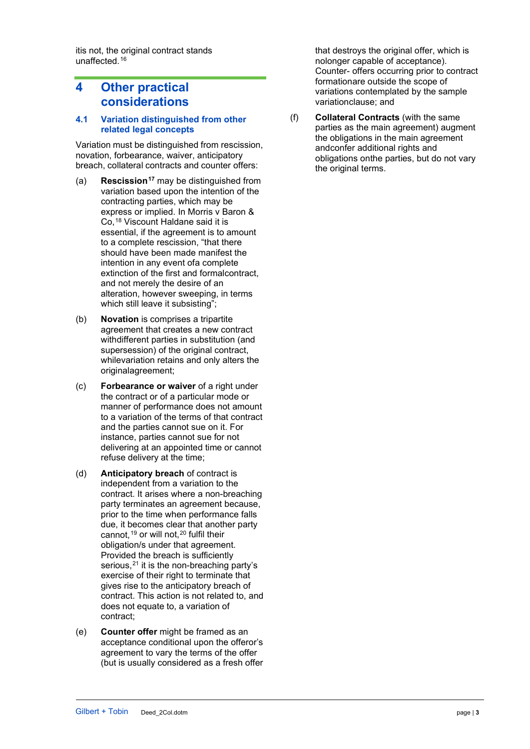itis not, the original contract stands unaffected.[16]

# 4 Other practical considerations

## 4.1 Variation distinguished from other related legal concepts

Variation must be distinguished from rescission, novation, forbearance, waiver, anticipatory breach, collateral contracts and counter offers:

(a) **Rescission**[17] may be distinguished from variation based upon the intention of the contracting parties, which may be express or implied. In Morris v Baron & Co,[18] Viscount Haldane said it is essential, if the agreement is to amount to a complete rescission, "that there should have been made manifest the intention in any event ofa complete extinction of the first and formalcontract, and not merely the desire of an alteration, however sweeping, in terms which still leave it subsisting";

(b) **Novation** is comprises a tripartite agreement that creates a new contract withdifferent parties in substitution (and supersession) of the original contract, whilevariation retains and only alters the originalagreement;

(c) **Forbearance or waiver** of a right under the contract or of a particular mode or manner of performance does not amount to a variation of the terms of that contract and the parties cannot sue on it. For instance, parties cannot sue for not delivering at an appointed time or cannot refuse delivery at the time;

(d) **Anticipatory breach** of contract is independent from a variation to the contract. It arises where a non-breaching party terminates an agreement because, prior to the time when performance falls due, it becomes clear that another party cannot,[19] or will not,[20] fulfil their obligation/s under that agreement. Provided the breach is sufficiently serious,[21] it is the non-breaching party's exercise of their right to terminate that gives rise to the anticipatory breach of contract. This action is not related to, and does not equate to, a variation of contract;

(e) **Counter offer** might be framed as an acceptance conditional upon the offeror's agreement to vary the terms of the offer (but is usually considered as a fresh offer that destroys the original offer, which is nolonger capable of acceptance). Counter- offers occurring prior to contract formationare outside the scope of variations contemplated by the sample variationclause; and

(f) **Collateral Contracts** (with the same parties as the main agreement) augment the obligations in the main agreement andconfer additional rights and obligations onthe parties, but do not vary the original terms.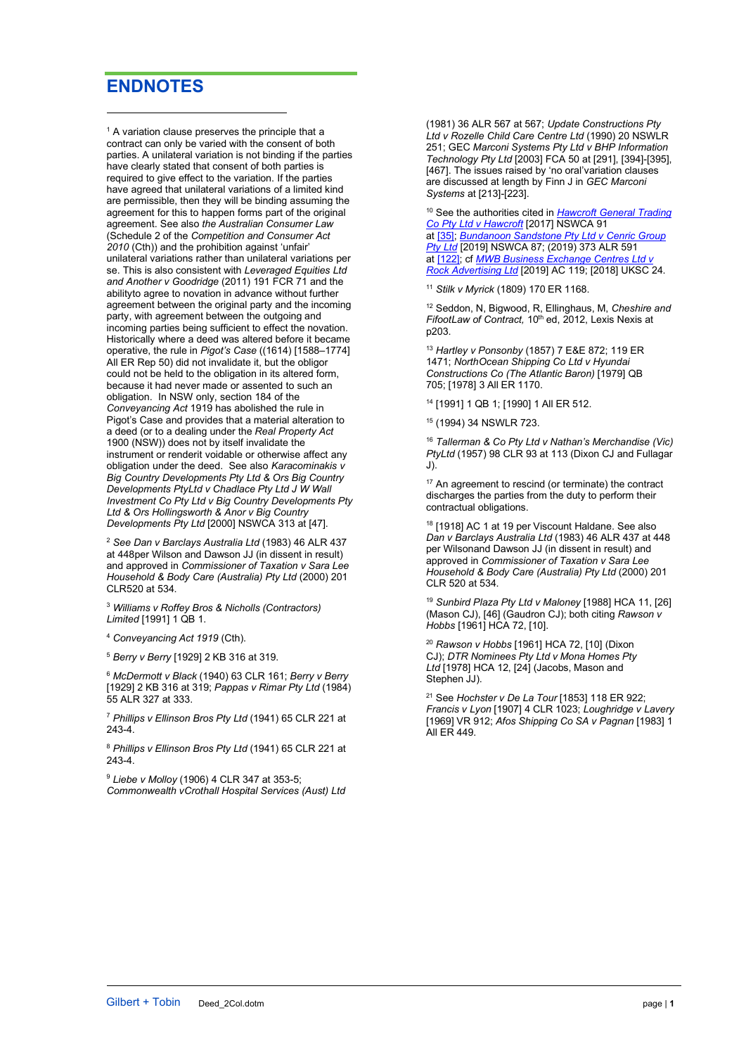# ENDNOTES

[1] A variation clause preserves the principle that a contract can only be varied with the consent of both parties. A unilateral variation is not binding if the parties have clearly stated that consent of both parties is required to give effect to the variation. If the parties have agreed that unilateral variations of a limited kind are permissible, then they will be binding assuming the agreement for this to happen forms part of the original agreement. See also *the Australian Consumer Law* (Schedule 2 of the *Competition and Consumer Act 2010* (Cth)) and the prohibition against 'unfair' unilateral variations rather than unilateral variations per se. This is also consistent with *Leveraged Equities Ltd and Another v Goodridge* (2011) 191 FCR 71 and the abilityto agree to novation in advance without further agreement between the original party and the incoming party, with agreement between the outgoing and incoming parties being sufficient to effect the novation. Historically where a deed was altered before it became operative, the rule in *Pigot's Case* ((1614) [1588–1774] All ER Rep 50) did not invalidate it, but the obligor could not be held to the obligation in its altered form, because it had never made or assented to such an obligation. In NSW only, section 184 of the *Conveyancing Act* 1919 has abolished the rule in Pigot's Case and provides that a material alteration to a deed (or to a dealing under the *Real Property Act* 1900 (NSW)) does not by itself invalidate the instrument or renderit voidable or otherwise affect any obligation under the deed. See also *Karacominakis v Big Country Developments Pty Ltd & Ors Big Country Developments PtyLtd v Chadlace Pty Ltd J W Wall Investment Co Pty Ltd v Big Country Developments Pty Ltd & Ors Hollingsworth & Anor v Big Country Developments Pty Ltd* [2000] NSWCA 313 at [47].

[2] *See Dan v Barclays Australia Ltd* (1983) 46 ALR 437 at 448per Wilson and Dawson JJ (in dissent in result) and approved in *Commissioner of Taxation v Sara Lee Household & Body Care (Australia) Pty Ltd* (2000) 201 CLR520 at 534.

[3] *Williams v Roffey Bros & Nicholls (Contractors) Limited* [1991] 1 QB 1.

[4] *Conveyancing Act 1919* (Cth).

[5] *Berry v Berry* [1929] 2 KB 316 at 319.

[6] *McDermott v Black* (1940) 63 CLR 161; *Berry v Berry* [1929] 2 KB 316 at 319; *Pappas v Rimar Pty Ltd* (1984) 55 ALR 327 at 333.

[7] *Phillips v Ellinson Bros Pty Ltd* (1941) 65 CLR 221 at 243-4.

[8] *Phillips v Ellinson Bros Pty Ltd* (1941) 65 CLR 221 at 243-4.

[9] *Liebe v Molloy* (1906) 4 CLR 347 at 353-5; *Commonwealth vCrothall Hospital Services (Aust) Ltd* (1981) 36 ALR 567 at 567; *Update Constructions Pty Ltd v Rozelle Child Care Centre Ltd* (1990) 20 NSWLR 251; GEC *Marconi Systems Pty Ltd v BHP Information Technology Pty Ltd* [2003] FCA 50 at [291], [394]-[395], [467]. The issues raised by 'no oral'variation clauses are discussed at length by Finn J in *GEC Marconi Systems* at [213]-[223].

[10] See the authorities cited in *Hawcroft General Trading Co Pty Ltd v Hawcroft* [2017] NSWCA 91 at [35]; *Bundanoon Sandstone Pty Ltd v Cenric Group Pty Ltd* [2019] NSWCA 87; (2019) 373 ALR 591 at [122]; cf *MWB Business Exchange Centres Ltd v Rock Advertising Ltd* [2019] AC 119; [2018] UKSC 24.

[11] *Stilk v Myrick* (1809) 170 ER 1168.

[12] Seddon, N, Bigwood, R, Ellinghaus, M, *Cheshire and FifootLaw of Contract,* 10th ed, 2012, Lexis Nexis at p203.

[13] *Hartley v Ponsonby* (1857) 7 E&E 872; 119 ER 1471; *NorthOcean Shipping Co Ltd v Hyundai Constructions Co (The Atlantic Baron)* [1979] QB 705; [1978] 3 All ER 1170.

[14] [1991] 1 QB 1; [1990] 1 All ER 512.

[15] (1994) 34 NSWLR 723.

[16] *Tallerman & Co Pty Ltd v Nathan's Merchandise (Vic) PtyLtd* (1957) 98 CLR 93 at 113 (Dixon CJ and Fullagar J).

[17] An agreement to rescind (or terminate) the contract discharges the parties from the duty to perform their contractual obligations.

[18] [1918] AC 1 at 19 per Viscount Haldane. See also *Dan v Barclays Australia Ltd* (1983) 46 ALR 437 at 448 per Wilsonand Dawson JJ (in dissent in result) and approved in *Commissioner of Taxation v Sara Lee Household & Body Care (Australia) Pty Ltd* (2000) 201 CLR 520 at 534.

[19] *Sunbird Plaza Pty Ltd v Maloney* [1988] HCA 11, [26] (Mason CJ), [46] (Gaudron CJ); both citing *Rawson v Hobbs* [1961] HCA 72, [10].

[20] *Rawson v Hobbs* [1961] HCA 72, [10] (Dixon CJ); *DTR Nominees Pty Ltd v Mona Homes Pty Ltd* [1978] HCA 12, [24] (Jacobs, Mason and Stephen JJ).

[21] See *Hochster v De La Tour* [1853] 118 ER 922; *Francis v Lyon* [1907] 4 CLR 1023; *Loughridge v Lavery* [1969] VR 912; *Afos Shipping Co SA v Pagnan* [1983] 1 All ER 449.